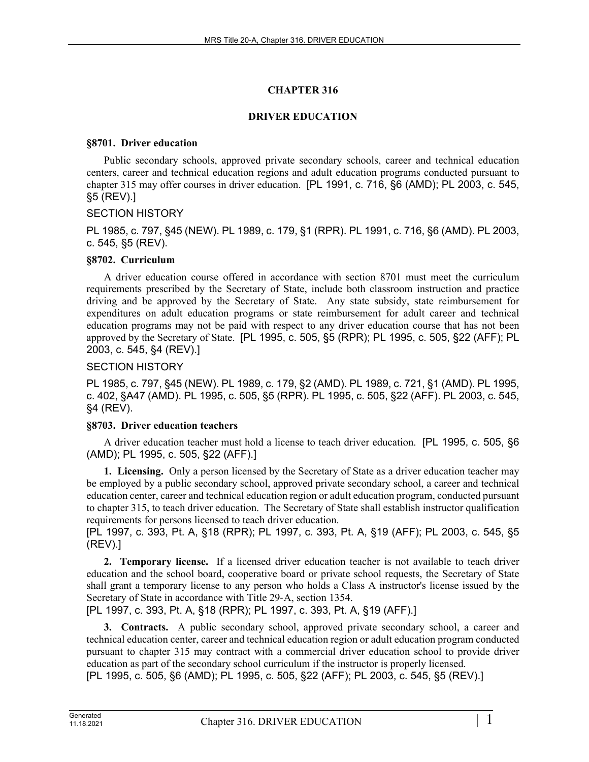# CHAPTER 316

## DRIVER EDUCATION

### §8701. Driver education

Public secondary schools, approved private secondary schools, career and technical education centers, career and technical education regions and adult education programs conducted pursuant to chapter 315 may offer courses in driver education. [PL 1991, c. 716, §6 (AMD); PL 2003, c. 545, §5 (REV).]

SECTION HISTORY

PL 1985, c. 797, §45 (NEW). PL 1989, c. 179, §1 (RPR). PL 1991, c. 716, §6 (AMD). PL 2003, c. 545, §5 (REV).

### §8702. Curriculum

A driver education course offered in accordance with section 8701 must meet the curriculum requirements prescribed by the Secretary of State, include both classroom instruction and practice driving and be approved by the Secretary of State. Any state subsidy, state reimbursement for expenditures on adult education programs or state reimbursement for adult career and technical education programs may not be paid with respect to any driver education course that has not been approved by the Secretary of State. [PL 1995, c. 505, §5 (RPR); PL 1995, c. 505, §22 (AFF); PL 2003, c. 545, §4 (REV).]

SECTION HISTORY

PL 1985, c. 797, §45 (NEW). PL 1989, c. 179, §2 (AMD). PL 1989, c. 721, §1 (AMD). PL 1995, c. 402, §A47 (AMD). PL 1995, c. 505, §5 (RPR). PL 1995, c. 505, §22 (AFF). PL 2003, c. 545, §4 (REV).

### §8703. Driver education teachers

A driver education teacher must hold a license to teach driver education. [PL 1995, c. 505, §6 (AMD); PL 1995, c. 505, §22 (AFF).]

**1. Licensing.** Only a person licensed by the Secretary of State as a driver education teacher may be employed by a public secondary school, approved private secondary school, a career and technical education center, career and technical education region or adult education program, conducted pursuant to chapter 315, to teach driver education. The Secretary of State shall establish instructor qualification requirements for persons licensed to teach driver education.

[PL 1997, c. 393, Pt. A, §18 (RPR); PL 1997, c. 393, Pt. A, §19 (AFF); PL 2003, c. 545, §5 (REV).]

**2. Temporary license.** If a licensed driver education teacher is not available to teach driver education and the school board, cooperative board or private school requests, the Secretary of State shall grant a temporary license to any person who holds a Class A instructor's license issued by the Secretary of State in accordance with Title 29-A, section 1354.

[PL 1997, c. 393, Pt. A, §18 (RPR); PL 1997, c. 393, Pt. A, §19 (AFF).]

**3. Contracts.** A public secondary school, approved private secondary school, a career and technical education center, career and technical education region or adult education program conducted pursuant to chapter 315 may contract with a commercial driver education school to provide driver education as part of the secondary school curriculum if the instructor is properly licensed.

[PL 1995, c. 505, §6 (AMD); PL 1995, c. 505, §22 (AFF); PL 2003, c. 545, §5 (REV).]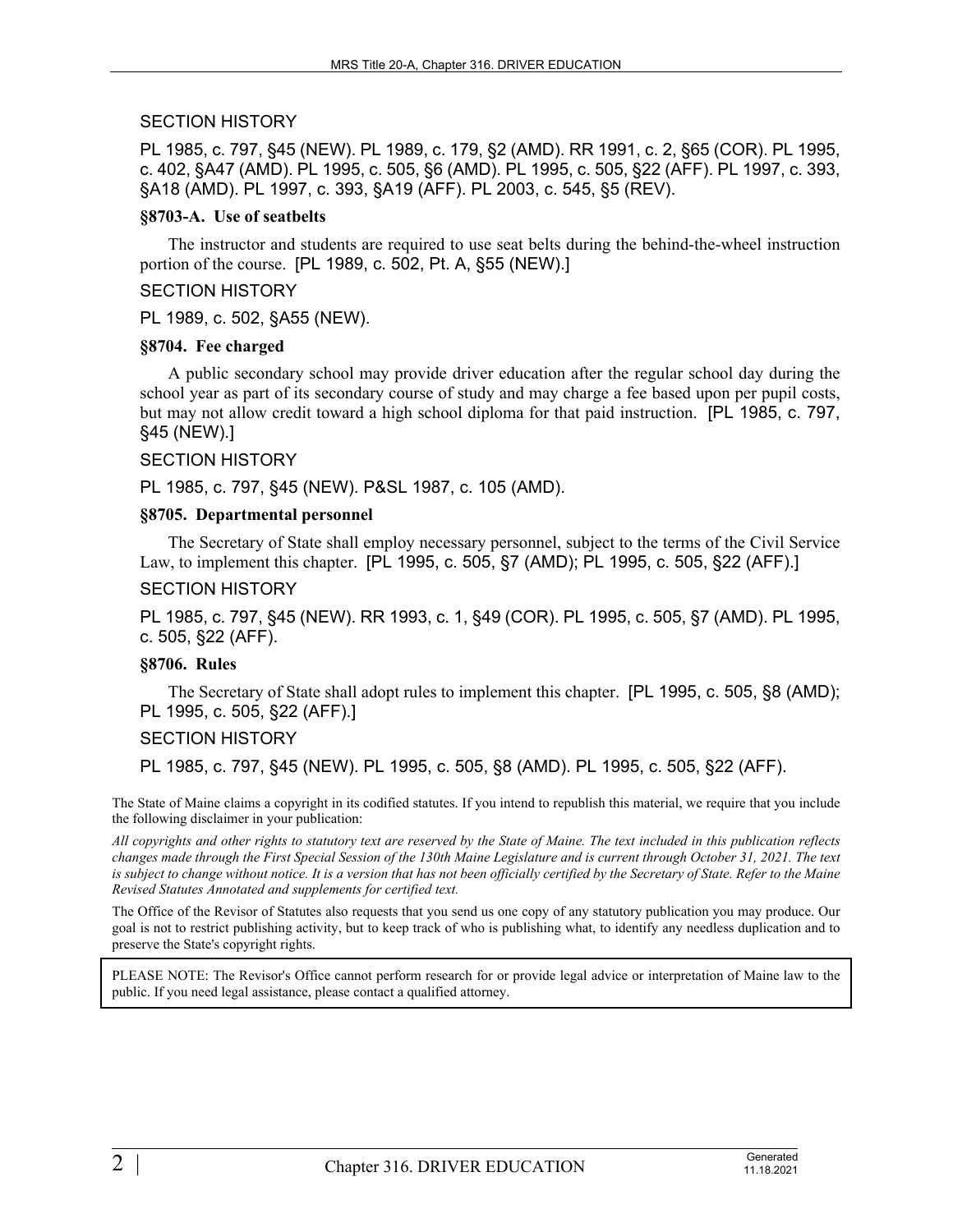SECTION HISTORY

PL 1985, c. 797, §45 (NEW). PL 1989, c. 179, §2 (AMD). RR 1991, c. 2, §65 (COR). PL 1995, c. 402, §A47 (AMD). PL 1995, c. 505, §6 (AMD). PL 1995, c. 505, §22 (AFF). PL 1997, c. 393, §A18 (AMD). PL 1997, c. 393, §A19 (AFF). PL 2003, c. 545, §5 (REV).

**§8703-A. Use of seatbelts**

The instructor and students are required to use seat belts during the behind-the-wheel instruction portion of the course. [PL 1989, c. 502, Pt. A, §55 (NEW).]

SECTION HISTORY

PL 1989, c. 502, §A55 (NEW).

**§8704. Fee charged**

A public secondary school may provide driver education after the regular school day during the school year as part of its secondary course of study and may charge a fee based upon per pupil costs, but may not allow credit toward a high school diploma for that paid instruction. [PL 1985, c. 797, §45 (NEW).]

SECTION HISTORY

PL 1985, c. 797, §45 (NEW). P&SL 1987, c. 105 (AMD).

**§8705. Departmental personnel**

The Secretary of State shall employ necessary personnel, subject to the terms of the Civil Service Law, to implement this chapter. [PL 1995, c. 505, §7 (AMD); PL 1995, c. 505, §22 (AFF).]

SECTION HISTORY

PL 1985, c. 797, §45 (NEW). RR 1993, c. 1, §49 (COR). PL 1995, c. 505, §7 (AMD). PL 1995, c. 505, §22 (AFF).

**§8706. Rules**

The Secretary of State shall adopt rules to implement this chapter. [PL 1995, c. 505, §8 (AMD); PL 1995, c. 505, §22 (AFF).]

SECTION HISTORY

PL 1985, c. 797, §45 (NEW). PL 1995, c. 505, §8 (AMD). PL 1995, c. 505, §22 (AFF).

The State of Maine claims a copyright in its codified statutes. If you intend to republish this material, we require that you include the following disclaimer in your publication:

*All copyrights and other rights to statutory text are reserved by the State of Maine. The text included in this publication reflects changes made through the First Special Session of the 130th Maine Legislature and is current through October 31, 2021. The text is subject to change without notice. It is a version that has not been officially certified by the Secretary of State. Refer to the Maine Revised Statutes Annotated and supplements for certified text.*

The Office of the Revisor of Statutes also requests that you send us one copy of any statutory publication you may produce. Our goal is not to restrict publishing activity, but to keep track of who is publishing what, to identify any needless duplication and to preserve the State's copyright rights.

PLEASE NOTE: The Revisor's Office cannot perform research for or provide legal advice or interpretation of Maine law to the public. If you need legal assistance, please contact a qualified attorney.